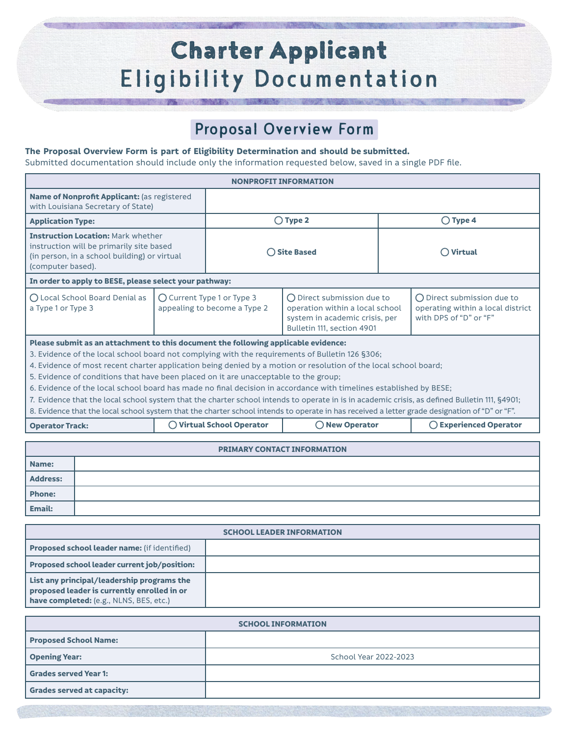# Charter Applicant
# Eligibility Documentation

## Proposal Overview Form

**The Proposal Overview Form is part of Eligibility Determination and should be submitted.**
Submitted documentation should include only the information requested below, saved in a single PDF file.

| NONPROFIT INFORMATION | | | |
|---|---|---|---|
| **Name of Nonprofit Applicant:** (as registered with Louisiana Secretary of State) | | | |
| **Application Type:** | ◯ **Type 2** | | ◯ **Type 4** |
| **Instruction Location:** Mark whether instruction will be primarily site based (in person, in a school building) or virtual (computer based). | ◯ **Site Based** | | ◯ **Virtual** |
| **In order to apply to BESE, please select your pathway:** | | | |
| ◯ Local School Board Denial as a Type 1 or Type 3 | ◯ Current Type 1 or Type 3 appealing to become a Type 2 | ◯ Direct submission due to operation within a local school system in academic crisis, per Bulletin 111, section 4901 | ◯ Direct submission due to operating within a local district with DPS of "D" or "F" |
| **Please submit as an attachment to this document the following applicable evidence:**<br>3. Evidence of the local school board not complying with the requirements of Bulletin 126 §306;<br>4. Evidence of most recent charter application being denied by a motion or resolution of the local school board;<br>5. Evidence of conditions that have been placed on it are unacceptable to the group;<br>6. Evidence of the local school board has made no final decision in accordance with timelines established by BESE;<br>7. Evidence that the local school system that the charter school intends to operate in is in academic crisis, as defined Bulletin 111, §4901;<br>8. Evidence that the local school system that the charter school intends to operate in has received a letter grade designation of "D" or "F". | | | |
| **Operator Track:** | ◯ **Virtual School Operator** | ◯ **New Operator** | ◯ **Experienced Operator** |

| PRIMARY CONTACT INFORMATION | |
|---|---|
| **Name:** | |
| **Address:** | |
| **Phone:** | |
| **Email:** | |

| SCHOOL LEADER INFORMATION | |
|---|---|
| **Proposed school leader name:** (if identified) | |
| **Proposed school leader current job/position:** | |
| **List any principal/leadership programs the proposed leader is currently enrolled in or have completed:** (e.g., NLNS, BES, etc.) | |

| SCHOOL INFORMATION | |
|---|---|
| **Proposed School Name:** | |
| **Opening Year:** | School Year 2022-2023 |
| **Grades served Year 1:** | |
| **Grades served at capacity:** | |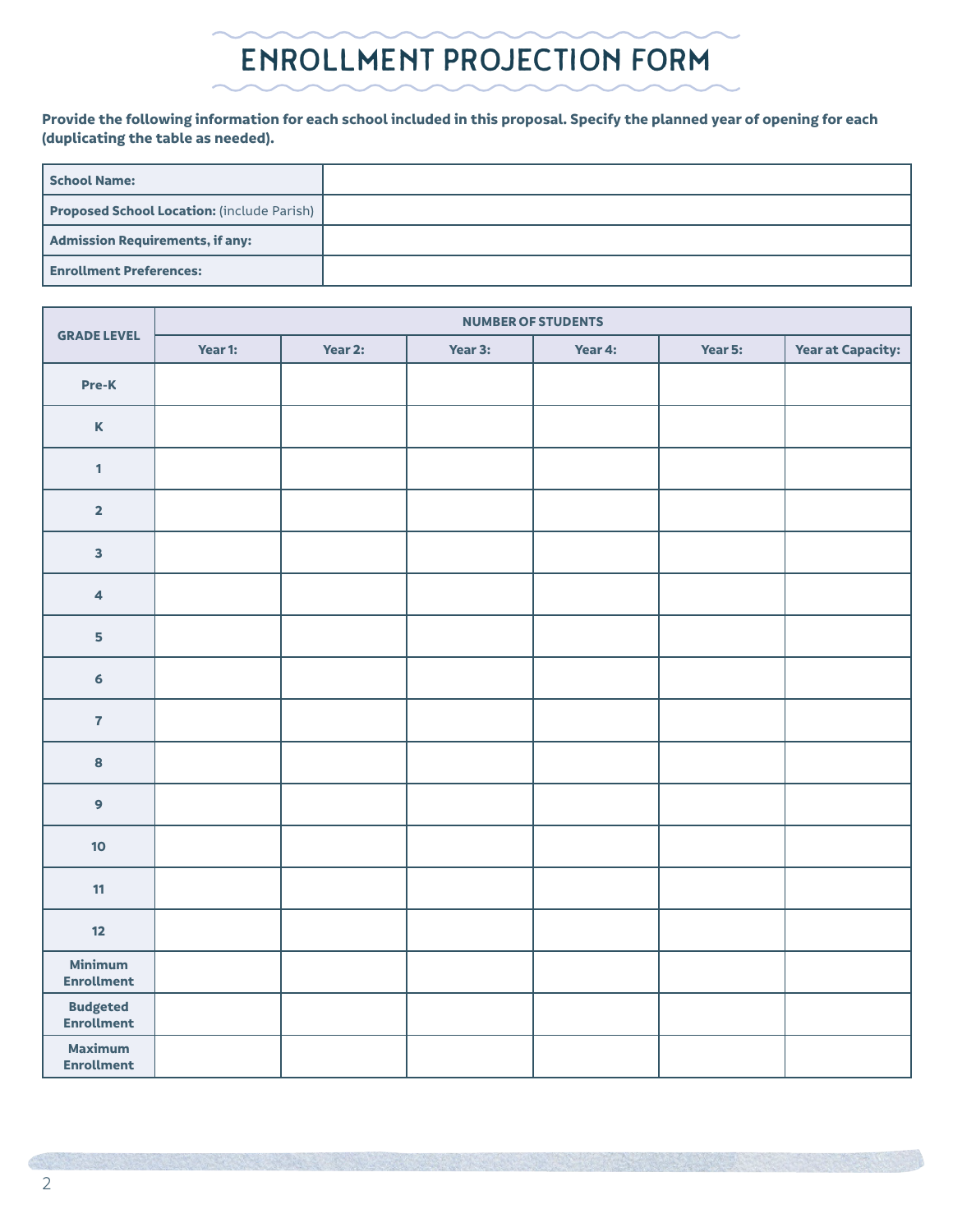# ENROLLMENT PROJECTION FORM

**Provide the following information for each school included in this proposal. Specify the planned year of opening for each (duplicating the table as needed).**

| | |
|---|---|
| **School Name:** | |
| **Proposed School Location:** (include Parish) | |
| **Admission Requirements, if any:** | |
| **Enrollment Preferences:** | |

| GRADE LEVEL | NUMBER OF STUDENTS | | | | | |
|---|---|---|---|---|---|---|
| | Year 1: | Year 2: | Year 3: | Year 4: | Year 5: | Year at Capacity: |
| Pre-K | | | | | | |
| K | | | | | | |
| 1 | | | | | | |
| 2 | | | | | | |
| 3 | | | | | | |
| 4 | | | | | | |
| 5 | | | | | | |
| 6 | | | | | | |
| 7 | | | | | | |
| 8 | | | | | | |
| 9 | | | | | | |
| 10 | | | | | | |
| 11 | | | | | | |
| 12 | | | | | | |
| Minimum Enrollment | | | | | | |
| Budgeted Enrollment | | | | | | |
| Maximum Enrollment | | | | | | |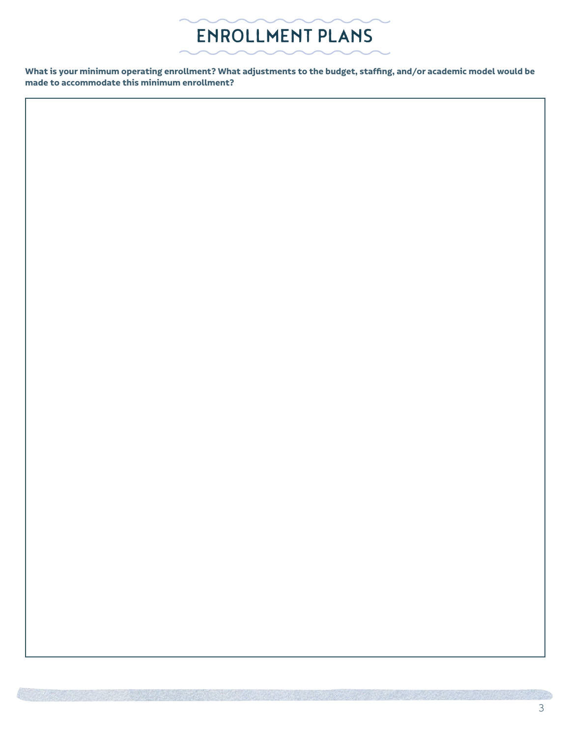# ENROLLMENT PLANS

**What is your minimum operating enrollment? What adjustments to the budget, staffing, and/or academic model would be made to accommodate this minimum enrollment?**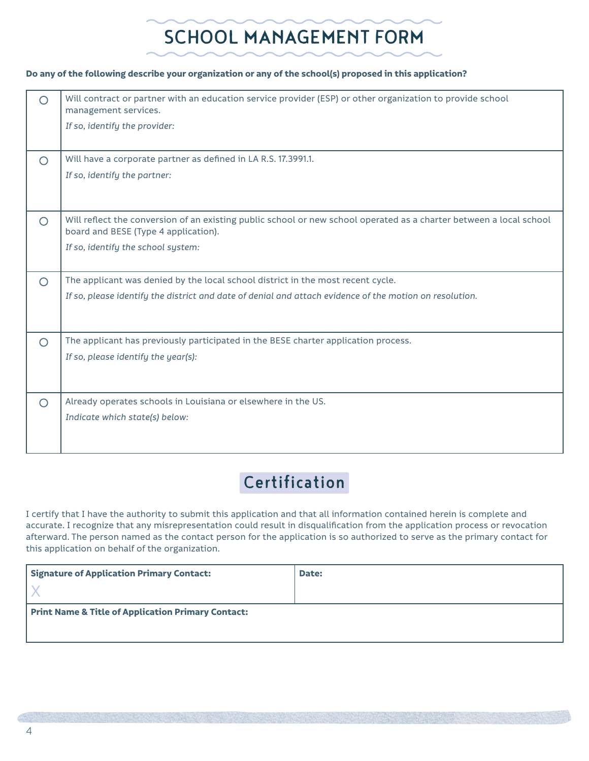# SCHOOL MANAGEMENT FORM

**Do any of the following describe your organization or any of the school(s) proposed in this application?**

| | |
|---|---|
| ○ | Will contract or partner with an education service provider (ESP) or other organization to provide school management services.<br>*If so, identify the provider:* |
| ○ | Will have a corporate partner as defined in LA R.S. 17.3991.1.<br>*If so, identify the partner:* |
| ○ | Will reflect the conversion of an existing public school or new school operated as a charter between a local school board and BESE (Type 4 application).<br>*If so, identify the school system:* |
| ○ | The applicant was denied by the local school district in the most recent cycle.<br>*If so, please identify the district and date of denial and attach evidence of the motion on resolution.* |
| ○ | The applicant has previously participated in the BESE charter application process.<br>*If so, please identify the year(s):* |
| ○ | Already operates schools in Louisiana or elsewhere in the US.<br>*Indicate which state(s) below:* |

## Certification

I certify that I have the authority to submit this application and that all information contained herein is complete and accurate. I recognize that any misrepresentation could result in disqualification from the application process or revocation afterward. The person named as the contact person for the application is so authorized to serve as the primary contact for this application on behalf of the organization.

| **Signature of Application Primary Contact:**<br>X | **Date:** |
|---|---|
| **Print Name & Title of Application Primary Contact:** | |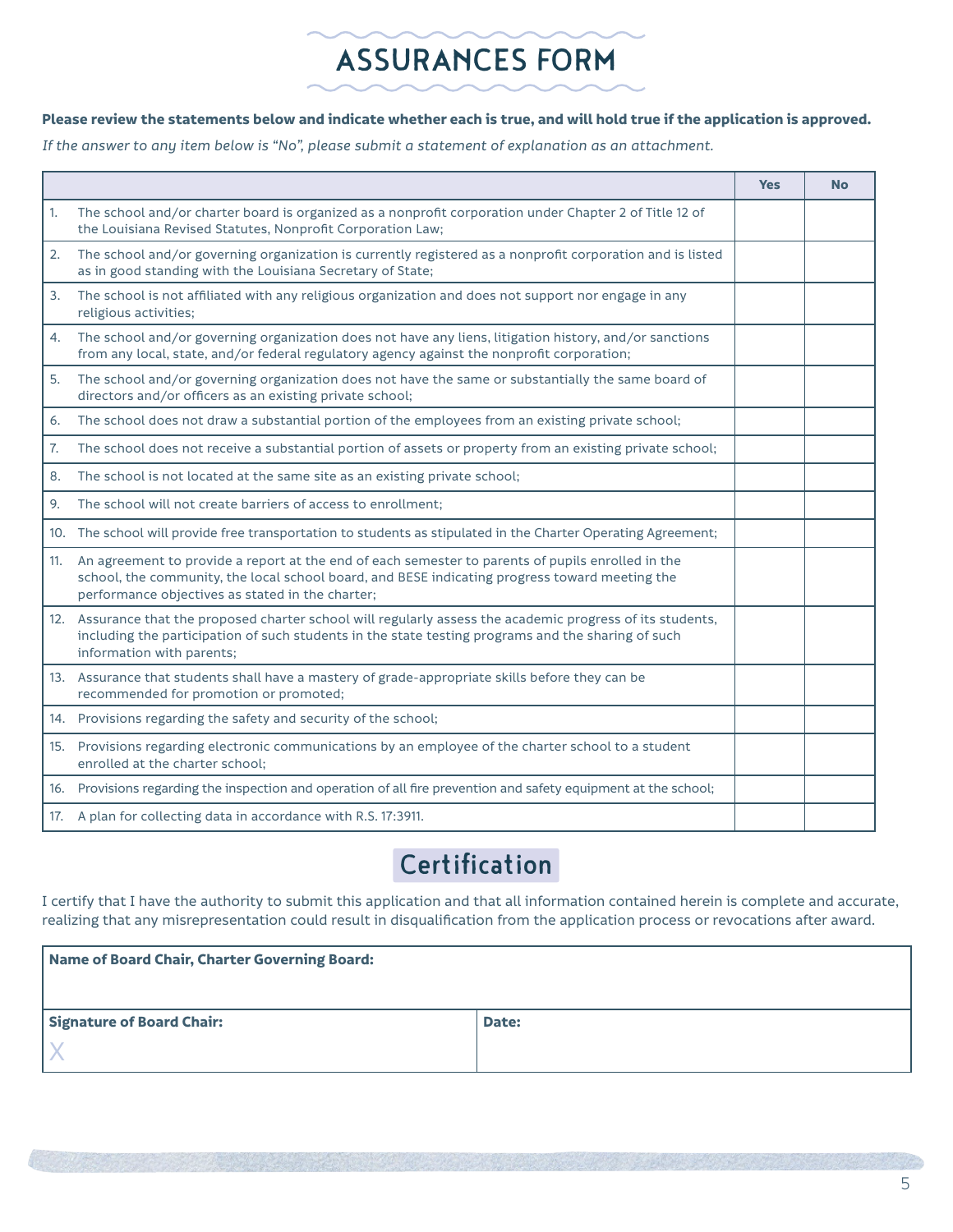# ASSURANCES FORM

**Please review the statements below and indicate whether each is true, and will hold true if the application is approved.**

*If the answer to any item below is "No", please submit a statement of explanation as an attachment.*

| | Yes | No |
|---|---|---|
| 1. The school and/or charter board is organized as a nonprofit corporation under Chapter 2 of Title 12 of the Louisiana Revised Statutes, Nonprofit Corporation Law; | | |
| 2. The school and/or governing organization is currently registered as a nonprofit corporation and is listed as in good standing with the Louisiana Secretary of State; | | |
| 3. The school is not affiliated with any religious organization and does not support nor engage in any religious activities; | | |
| 4. The school and/or governing organization does not have any liens, litigation history, and/or sanctions from any local, state, and/or federal regulatory agency against the nonprofit corporation; | | |
| 5. The school and/or governing organization does not have the same or substantially the same board of directors and/or officers as an existing private school; | | |
| 6. The school does not draw a substantial portion of the employees from an existing private school; | | |
| 7. The school does not receive a substantial portion of assets or property from an existing private school; | | |
| 8. The school is not located at the same site as an existing private school; | | |
| 9. The school will not create barriers of access to enrollment; | | |
| 10. The school will provide free transportation to students as stipulated in the Charter Operating Agreement; | | |
| 11. An agreement to provide a report at the end of each semester to parents of pupils enrolled in the school, the community, the local school board, and BESE indicating progress toward meeting the performance objectives as stated in the charter; | | |
| 12. Assurance that the proposed charter school will regularly assess the academic progress of its students, including the participation of such students in the state testing programs and the sharing of such information with parents; | | |
| 13. Assurance that students shall have a mastery of grade-appropriate skills before they can be recommended for promotion or promoted; | | |
| 14. Provisions regarding the safety and security of the school; | | |
| 15. Provisions regarding electronic communications by an employee of the charter school to a student enrolled at the charter school; | | |
| 16. Provisions regarding the inspection and operation of all fire prevention and safety equipment at the school; | | |
| 17. A plan for collecting data in accordance with R.S. 17:3911. | | |

## Certification

I certify that I have the authority to submit this application and that all information contained herein is complete and accurate, realizing that any misrepresentation could result in disqualification from the application process or revocations after award.

| **Name of Board Chair, Charter Governing Board:** | |
|---|---|
| **Signature of Board Chair:** X | **Date:** |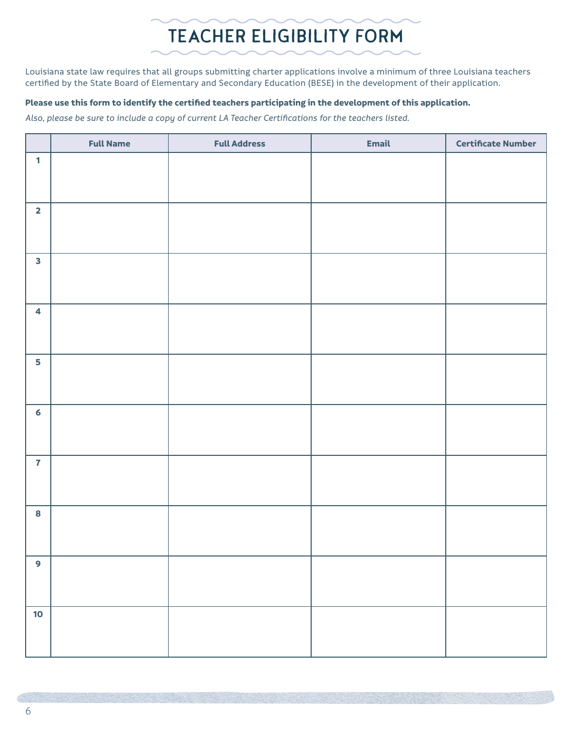# TEACHER ELIGIBILITY FORM

Louisiana state law requires that all groups submitting charter applications involve a minimum of three Louisiana teachers certified by the State Board of Elementary and Secondary Education (BESE) in the development of their application.

**Please use this form to identify the certified teachers participating in the development of this application.**

*Also, please be sure to include a copy of current LA Teacher Certifications for the teachers listed.*

| | Full Name | Full Address | Email | Certificate Number |
|---|---|---|---|---|
| 1 | | | | |
| 2 | | | | |
| 3 | | | | |
| 4 | | | | |
| 5 | | | | |
| 6 | | | | |
| 7 | | | | |
| 8 | | | | |
| 9 | | | | |
| 10 | | | | |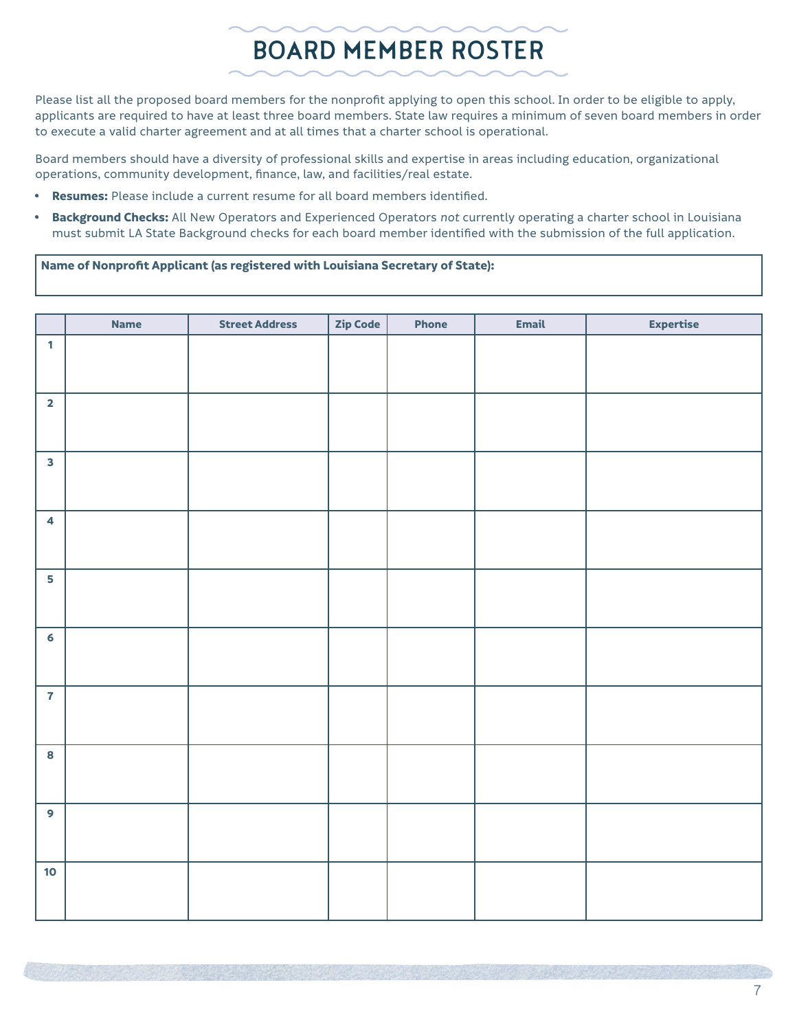# BOARD MEMBER ROSTER

Please list all the proposed board members for the nonprofit applying to open this school. In order to be eligible to apply, applicants are required to have at least three board members. State law requires a minimum of seven board members in order to execute a valid charter agreement and at all times that a charter school is operational.

Board members should have a diversity of professional skills and expertise in areas including education, organizational operations, community development, finance, law, and facilities/real estate.

- **Resumes:** Please include a current resume for all board members identified.
- **Background Checks:** All New Operators and Experienced Operators *not* currently operating a charter school in Louisiana must submit LA State Background checks for each board member identified with the submission of the full application.

| **Name of Nonprofit Applicant (as registered with Louisiana Secretary of State):** |
|---|
| |

| | Name | Street Address | Zip Code | Phone | Email | Expertise |
|---|---|---|---|---|---|---|
| 1 | | | | | | |
| 2 | | | | | | |
| 3 | | | | | | |
| 4 | | | | | | |
| 5 | | | | | | |
| 6 | | | | | | |
| 7 | | | | | | |
| 8 | | | | | | |
| 9 | | | | | | |
| 10 | | | | | | |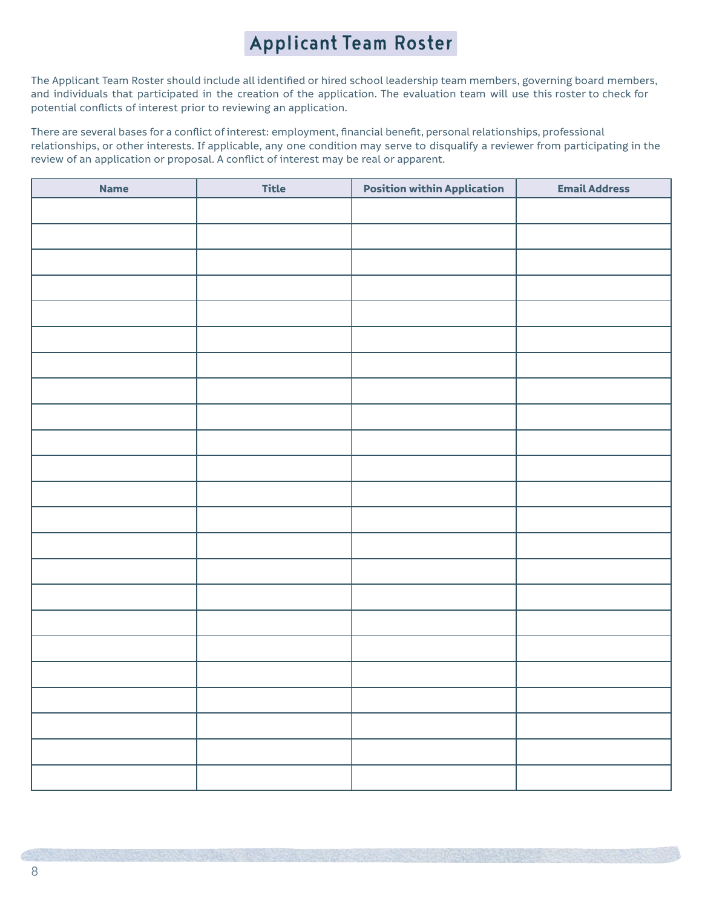# Applicant Team Roster

The Applicant Team Roster should include all identified or hired school leadership team members, governing board members, and individuals that participated in the creation of the application. The evaluation team will use this roster to check for potential conflicts of interest prior to reviewing an application.

There are several bases for a conflict of interest: employment, financial benefit, personal relationships, professional relationships, or other interests. If applicable, any one condition may serve to disqualify a reviewer from participating in the review of an application or proposal. A conflict of interest may be real or apparent.

| Name | Title | Position within Application | Email Address |
| --- | --- | --- | --- |
| | | | |
| | | | |
| | | | |
| | | | |
| | | | |
| | | | |
| | | | |
| | | | |
| | | | |
| | | | |
| | | | |
| | | | |
| | | | |
| | | | |
| | | | |
| | | | |
| | | | |
| | | | |
| | | | |
| | | | |
| | | | |
| | | | |
| | | | |